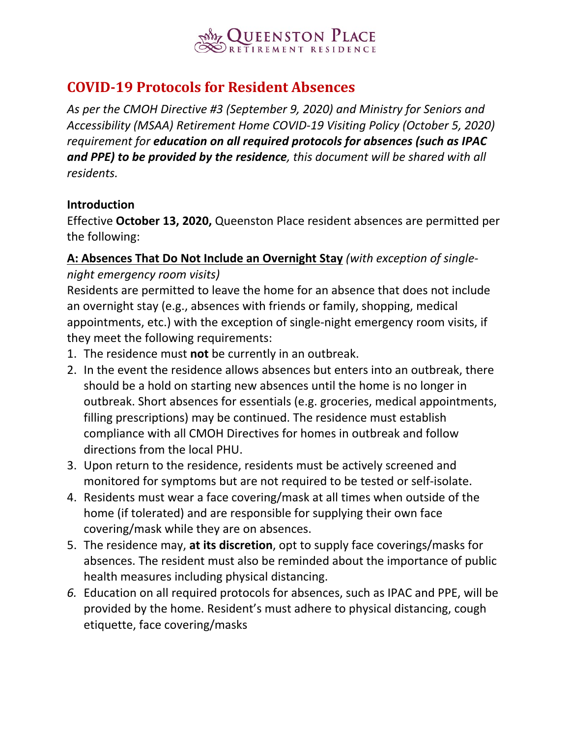# COVID-19 Protocols for Resident Absences

*As per the CMOH Directive #3 (September 9, 2020) and Ministry for Seniors and Accessibility (MSAA) Retirement Home COVID-19 Visiting Policy (October 5, 2020) requirement for **education on all required protocols for absences (such as IPAC and PPE) to be provided by the residence**, this document will be shared with all residents.*

**Introduction**

Effective **October 13, 2020,** Queenston Place resident absences are permitted per the following:

**A: Absences That Do Not Include an Overnight Stay** *(with exception of single-night emergency room visits)*

Residents are permitted to leave the home for an absence that does not include an overnight stay (e.g., absences with friends or family, shopping, medical appointments, etc.) with the exception of single-night emergency room visits, if they meet the following requirements:

1. The residence must **not** be currently in an outbreak.
2. In the event the residence allows absences but enters into an outbreak, there should be a hold on starting new absences until the home is no longer in outbreak. Short absences for essentials (e.g. groceries, medical appointments, filling prescriptions) may be continued. The residence must establish compliance with all CMOH Directives for homes in outbreak and follow directions from the local PHU.
3. Upon return to the residence, residents must be actively screened and monitored for symptoms but are not required to be tested or self-isolate.
4. Residents must wear a face covering/mask at all times when outside of the home (if tolerated) and are responsible for supplying their own face covering/mask while they are on absences.
5. The residence may, **at its discretion**, opt to supply face coverings/masks for absences. The resident must also be reminded about the importance of public health measures including physical distancing.
6. Education on all required protocols for absences, such as IPAC and PPE, will be provided by the home. Resident's must adhere to physical distancing, cough etiquette, face covering/masks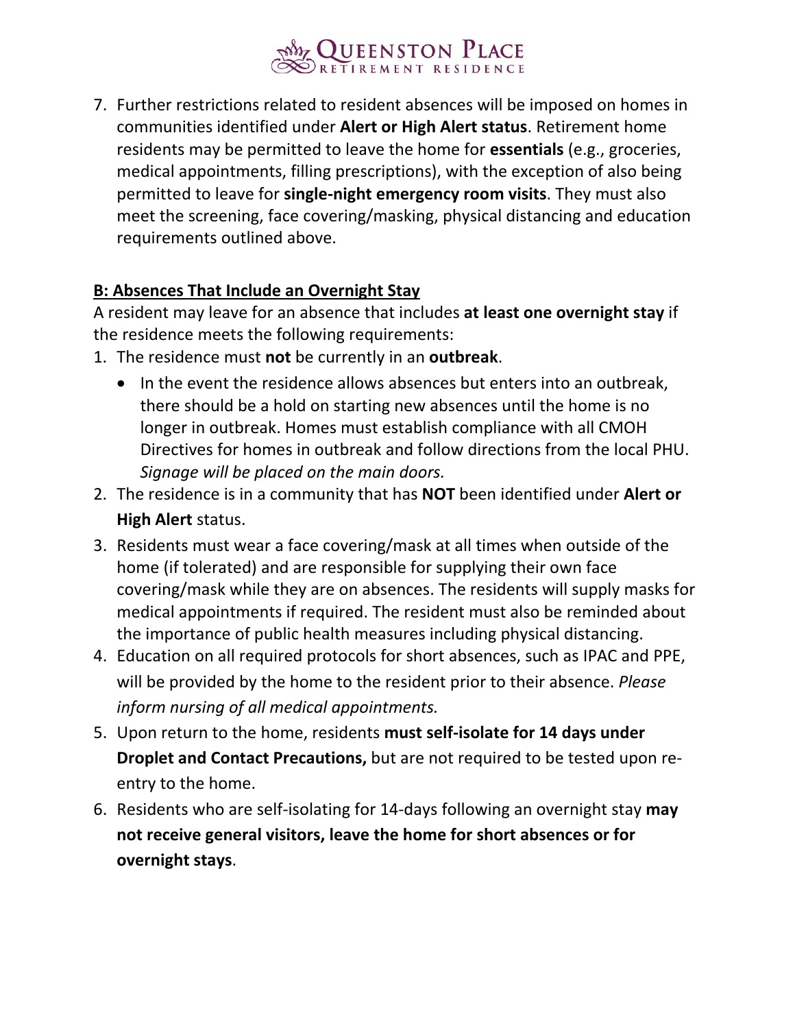7. Further restrictions related to resident absences will be imposed on homes in communities identified under **Alert or High Alert status**. Retirement home residents may be permitted to leave the home for **essentials** (e.g., groceries, medical appointments, filling prescriptions), with the exception of also being permitted to leave for **single-night emergency room visits**. They must also meet the screening, face covering/masking, physical distancing and education requirements outlined above.

## B: Absences That Include an Overnight Stay

A resident may leave for an absence that includes **at least one overnight stay** if the residence meets the following requirements:

1. The residence must **not** be currently in an **outbreak**.
   - In the event the residence allows absences but enters into an outbreak, there should be a hold on starting new absences until the home is no longer in outbreak. Homes must establish compliance with all CMOH Directives for homes in outbreak and follow directions from the local PHU. *Signage will be placed on the main doors.*
2. The residence is in a community that has **NOT** been identified under **Alert or High Alert** status.
3. Residents must wear a face covering/mask at all times when outside of the home (if tolerated) and are responsible for supplying their own face covering/mask while they are on absences. The residents will supply masks for medical appointments if required. The resident must also be reminded about the importance of public health measures including physical distancing.
4. Education on all required protocols for short absences, such as IPAC and PPE, will be provided by the home to the resident prior to their absence. *Please inform nursing of all medical appointments.*
5. Upon return to the home, residents **must self-isolate for 14 days under Droplet and Contact Precautions,** but are not required to be tested upon re-entry to the home.
6. Residents who are self-isolating for 14-days following an overnight stay **may not receive general visitors, leave the home for short absences or for overnight stays**.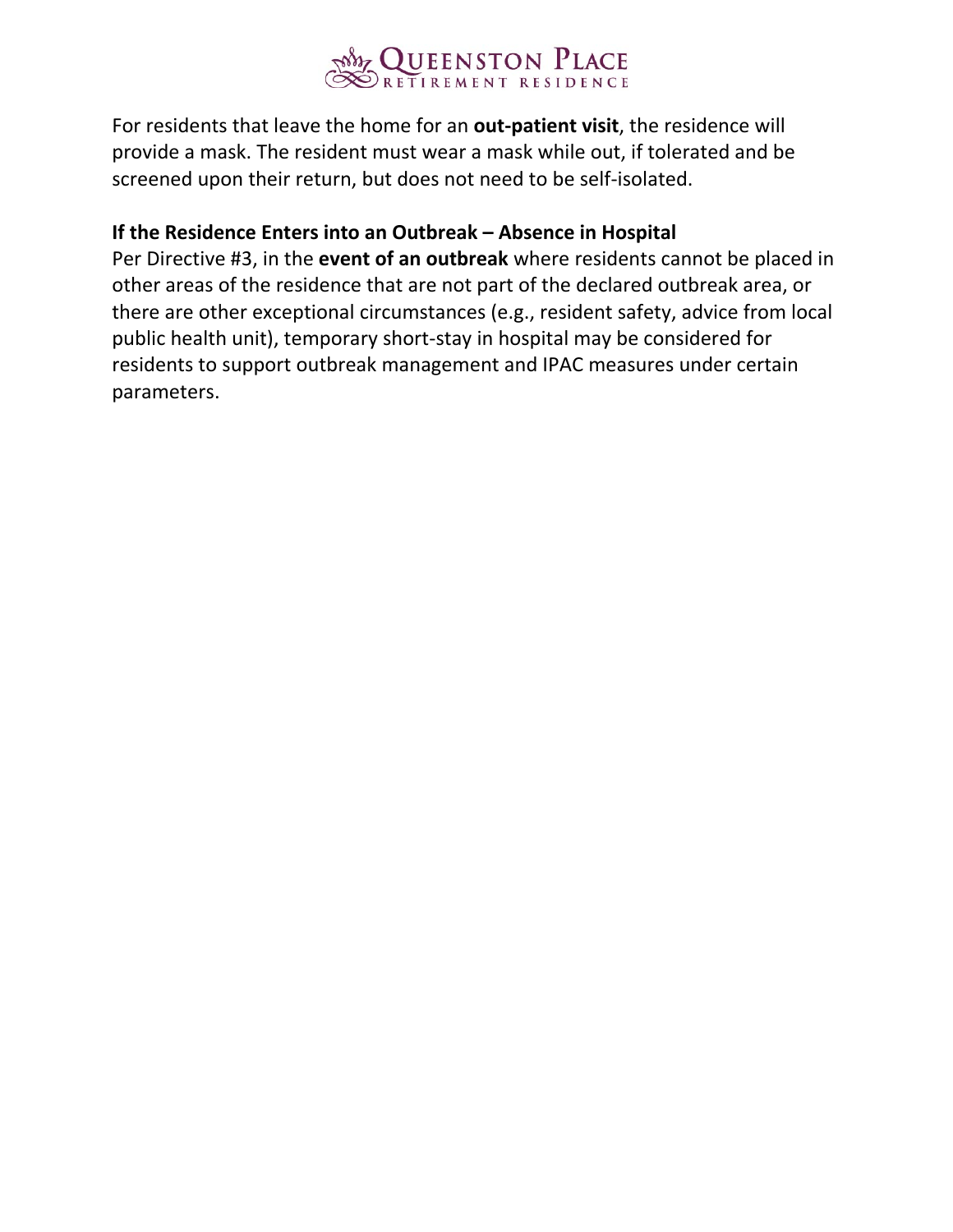For residents that leave the home for an **out-patient visit**, the residence will provide a mask. The resident must wear a mask while out, if tolerated and be screened upon their return, but does not need to be self-isolated.

**If the Residence Enters into an Outbreak – Absence in Hospital**

Per Directive #3, in the **event of an outbreak** where residents cannot be placed in other areas of the residence that are not part of the declared outbreak area, or there are other exceptional circumstances (e.g., resident safety, advice from local public health unit), temporary short-stay in hospital may be considered for residents to support outbreak management and IPAC measures under certain parameters.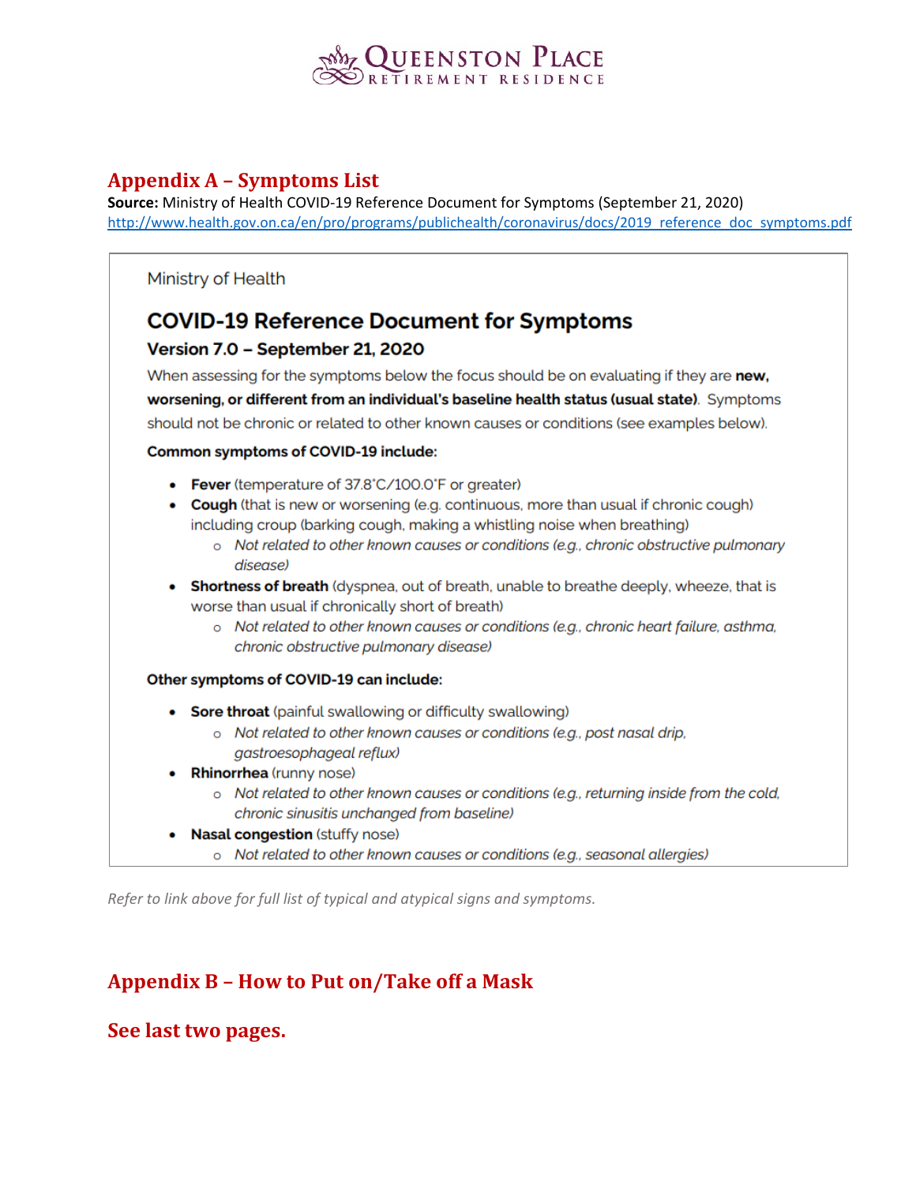## Appendix A – Symptoms List

**Source:** Ministry of Health COVID-19 Reference Document for Symptoms (September 21, 2020)
http://www.health.gov.on.ca/en/pro/programs/publichealth/coronavirus/docs/2019_reference_doc_symptoms.pdf

Ministry of Health

### COVID-19 Reference Document for Symptoms

#### Version 7.0 – September 21, 2020

When assessing for the symptoms below the focus should be on evaluating if they are **new, worsening, or different from an individual's baseline health status (usual state)**. Symptoms should not be chronic or related to other known causes or conditions (see examples below).

**Common symptoms of COVID-19 include:**

- **Fever** (temperature of 37.8°C/100.0°F or greater)
- **Cough** (that is new or worsening (e.g. continuous, more than usual if chronic cough) including croup (barking cough, making a whistling noise when breathing)
  - *Not related to other known causes or conditions (e.g., chronic obstructive pulmonary disease)*
- **Shortness of breath** (dyspnea, out of breath, unable to breathe deeply, wheeze, that is worse than usual if chronically short of breath)
  - *Not related to other known causes or conditions (e.g., chronic heart failure, asthma, chronic obstructive pulmonary disease)*

**Other symptoms of COVID-19 can include:**

- **Sore throat** (painful swallowing or difficulty swallowing)
  - *Not related to other known causes or conditions (e.g., post nasal drip, gastroesophageal reflux)*
- **Rhinorrhea** (runny nose)
  - *Not related to other known causes or conditions (e.g., returning inside from the cold, chronic sinusitis unchanged from baseline)*
- **Nasal congestion** (stuffy nose)
  - *Not related to other known causes or conditions (e.g., seasonal allergies)*

*Refer to link above for full list of typical and atypical signs and symptoms.*

## Appendix B – How to Put on/Take off a Mask

## See last two pages.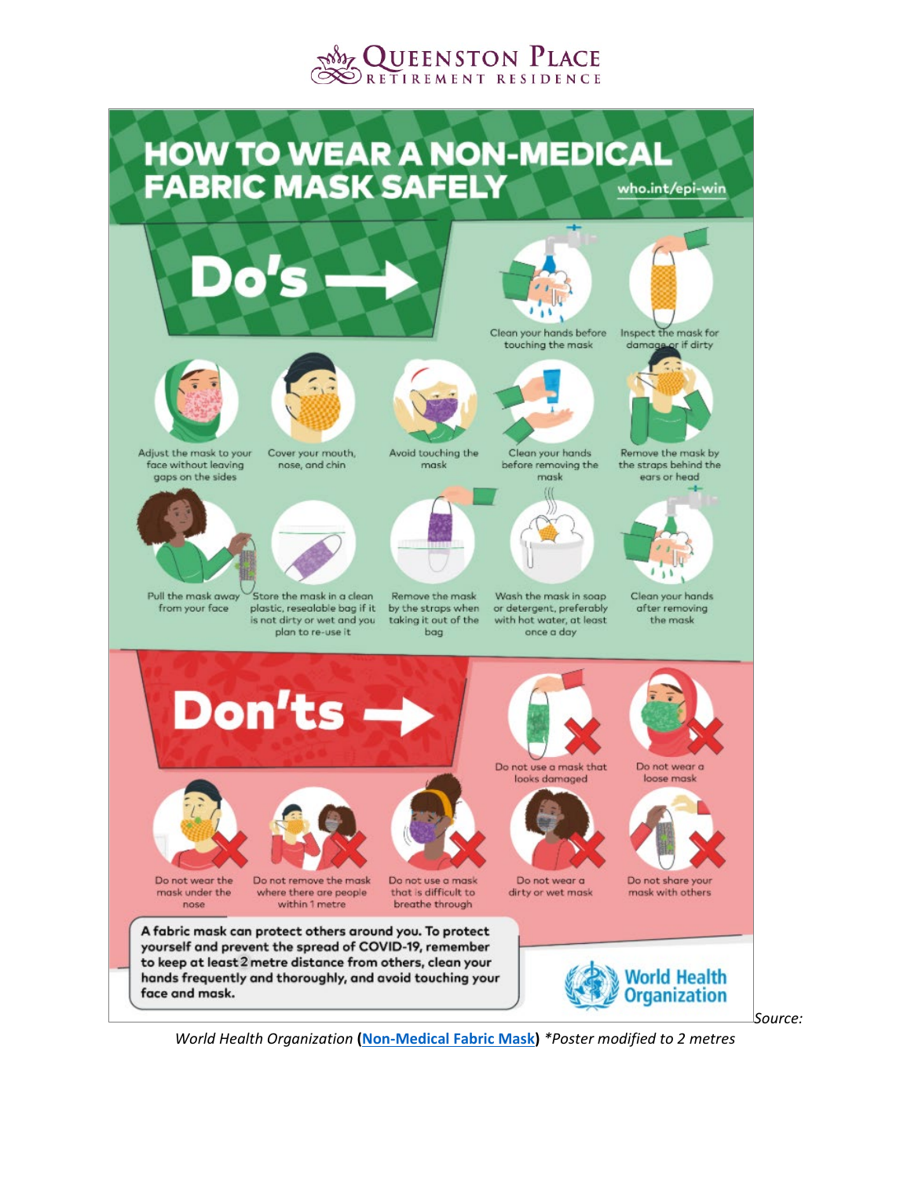Queenston Place Retirement Residence

# HOW TO WEAR A NON-MEDICAL FABRIC MASK SAFELY

who.int/epi-win

## Do's

- Clean your hands before touching the mask
- Inspect the mask for damage or if dirty
- Adjust the mask to your face without leaving gaps on the sides
- Cover your mouth, nose, and chin
- Avoid touching the mask
- Clean your hands before removing the mask
- Remove the mask by the straps behind the ears or head
- Pull the mask away from your face
- Store the mask in a clean plastic, resealable bag if it is not dirty or wet and you plan to re-use it
- Remove the mask by the straps when taking it out of the bag
- Wash the mask in soap or detergent, preferably with hot water, at least once a day
- Clean your hands after removing the mask

## Don'ts

- Do not use a mask that looks damaged
- Do not wear a loose mask
- Do not wear the mask under the nose
- Do not remove the mask where there are people within 1 metre
- Do not use a mask that is difficult to breathe through
- Do not wear a dirty or wet mask
- Do not share your mask with others

**A fabric mask can protect others around you. To protect yourself and prevent the spread of COVID-19, remember to keep at least 2 metre distance from others, clean your hands frequently and thoroughly, and avoid touching your face and mask.**

World Health Organization

*Source: World Health Organization* **(Non-Medical Fabric Mask)** *\*Poster modified to 2 metres*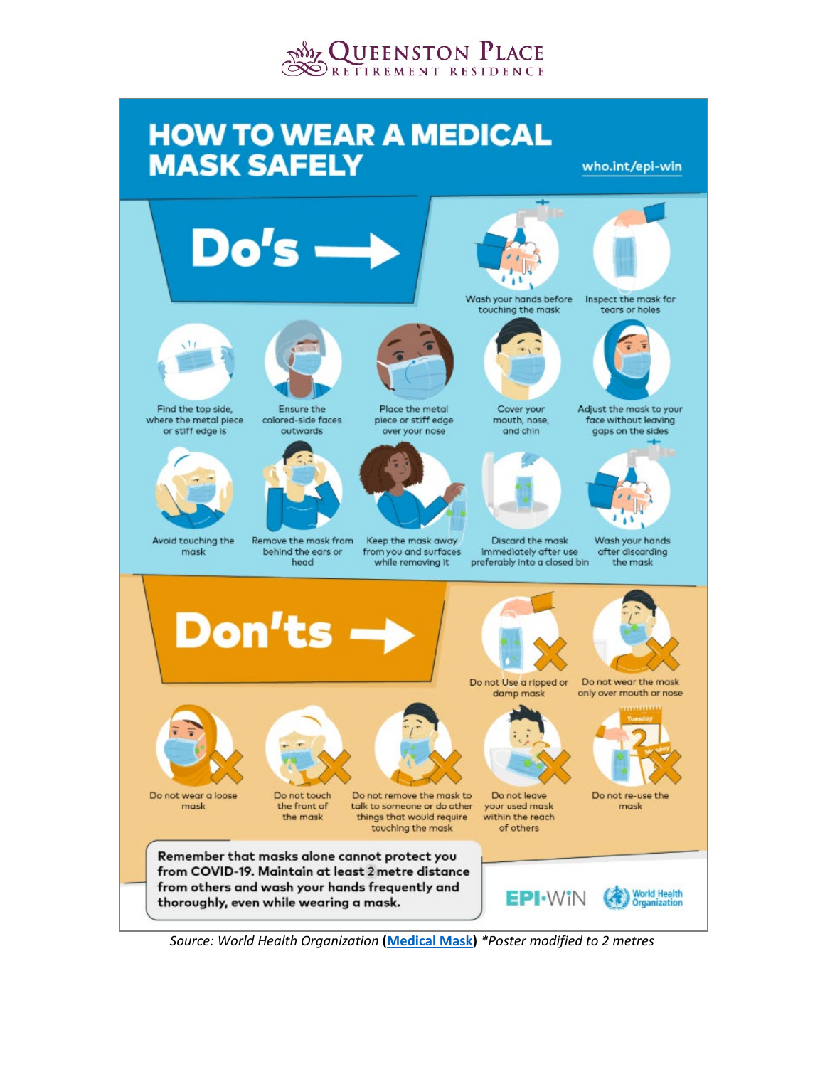# HOW TO WEAR A MEDICAL MASK SAFELY

who.int/epi-win

## Do's

- Wash your hands before touching the mask
- Inspect the mask for tears or holes
- Find the top side, where the metal piece or stiff edge is
- Ensure the colored-side faces outwards
- Place the metal piece or stiff edge over your nose
- Cover your mouth, nose, and chin
- Adjust the mask to your face without leaving gaps on the sides
- Avoid touching the mask
- Remove the mask from behind the ears or head
- Keep the mask away from you and surfaces while removing it
- Discard the mask immediately after use preferably into a closed bin
- Wash your hands after discarding the mask

## Don'ts

- Do not Use a ripped or damp mask
- Do not wear the mask only over mouth or nose
- Do not wear a loose mask
- Do not touch the front of the mask
- Do not remove the mask to talk to someone or do other things that would require touching the mask
- Do not leave your used mask within the reach of others
- Do not re-use the mask

**Remember that masks alone cannot protect you from COVID-19. Maintain at least 2 metre distance from others and wash your hands frequently and thoroughly, even while wearing a mask.**

EPI·WiN World Health Organization

*Source: World Health Organization* **(Medical Mask)** *\*Poster modified to 2 metres*